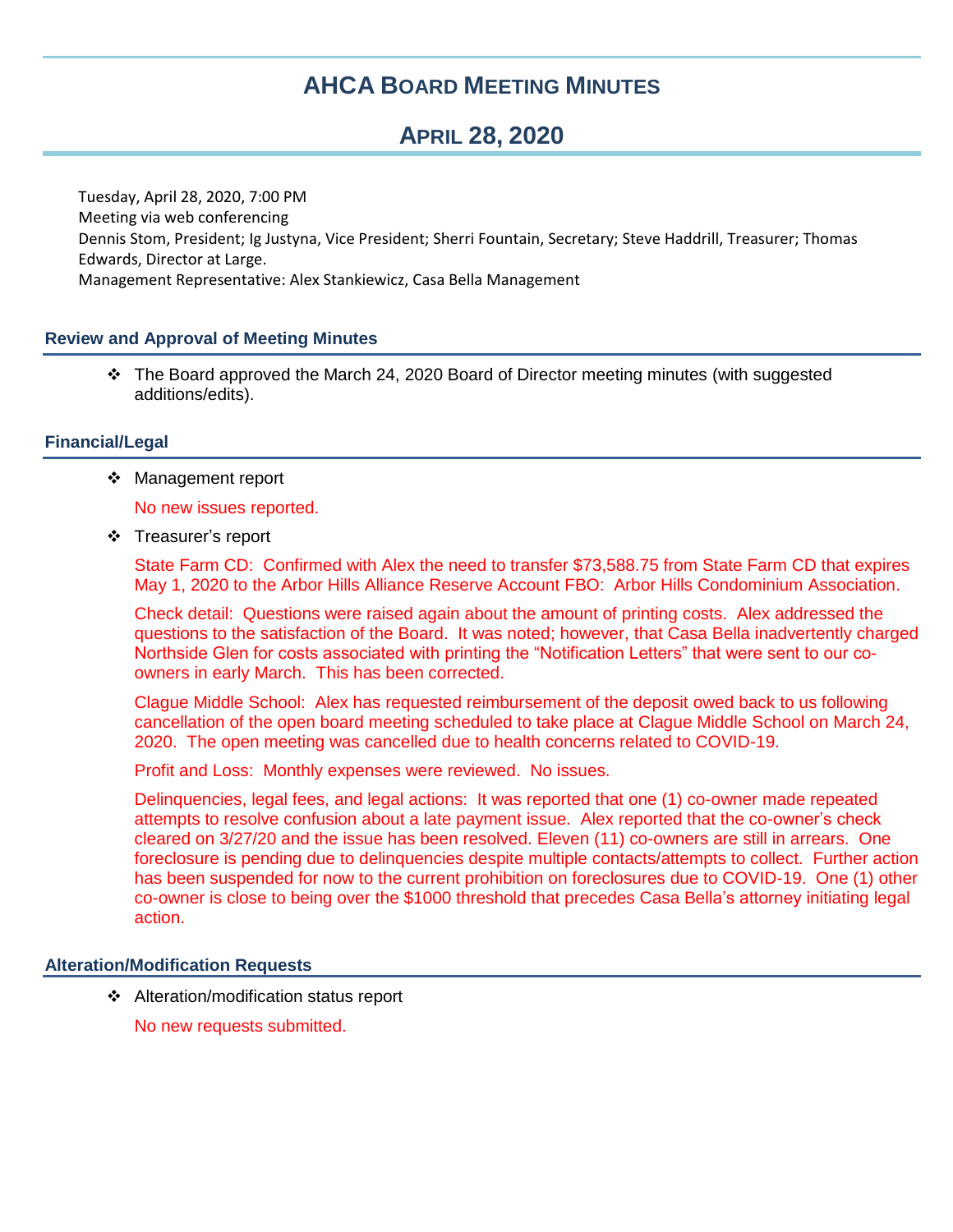# AHCA Board Meeting Minutes

## April 28, 2020

Tuesday, April 28, 2020, 7:00 PM
Meeting via web conferencing
Dennis Stom, President; Ig Justyna, Vice President; Sherri Fountain, Secretary; Steve Haddrill, Treasurer; Thomas Edwards, Director at Large.
Management Representative: Alex Stankiewicz, Casa Bella Management

### Review and Approval of Meeting Minutes

- The Board approved the March 24, 2020 Board of Director meeting minutes (with suggested additions/edits).

### Financial/Legal

- Management report

  No new issues reported.

- Treasurer's report

  State Farm CD: Confirmed with Alex the need to transfer $73,588.75 from State Farm CD that expires May 1, 2020 to the Arbor Hills Alliance Reserve Account FBO: Arbor Hills Condominium Association.

  Check detail: Questions were raised again about the amount of printing costs. Alex addressed the questions to the satisfaction of the Board. It was noted; however, that Casa Bella inadvertently charged Northside Glen for costs associated with printing the "Notification Letters" that were sent to our co-owners in early March. This has been corrected.

  Clague Middle School: Alex has requested reimbursement of the deposit owed back to us following cancellation of the open board meeting scheduled to take place at Clague Middle School on March 24, 2020. The open meeting was cancelled due to health concerns related to COVID-19.

  Profit and Loss: Monthly expenses were reviewed. No issues.

  Delinquencies, legal fees, and legal actions: It was reported that one (1) co-owner made repeated attempts to resolve confusion about a late payment issue. Alex reported that the co-owner's check cleared on 3/27/20 and the issue has been resolved. Eleven (11) co-owners are still in arrears. One foreclosure is pending due to delinquencies despite multiple contacts/attempts to collect. Further action has been suspended for now to the current prohibition on foreclosures due to COVID-19. One (1) other co-owner is close to being over the $1000 threshold that precedes Casa Bella's attorney initiating legal action.

### Alteration/Modification Requests

- Alteration/modification status report

  No new requests submitted.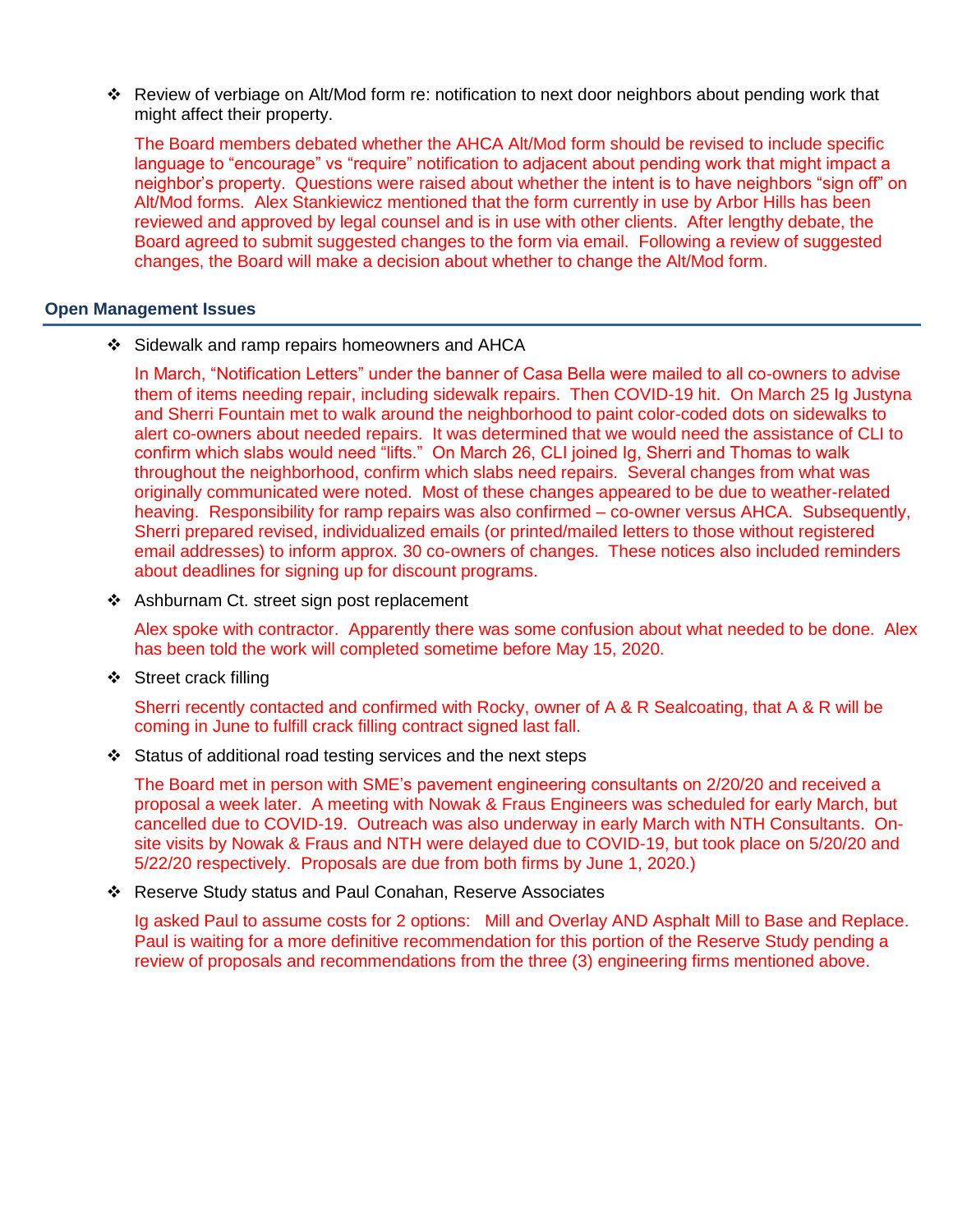- Review of verbiage on Alt/Mod form re: notification to next door neighbors about pending work that might affect their property.

  The Board members debated whether the AHCA Alt/Mod form should be revised to include specific language to "encourage" vs "require" notification to adjacent about pending work that might impact a neighbor's property. Questions were raised about whether the intent is to have neighbors "sign off" on Alt/Mod forms. Alex Stankiewicz mentioned that the form currently in use by Arbor Hills has been reviewed and approved by legal counsel and is in use with other clients. After lengthy debate, the Board agreed to submit suggested changes to the form via email. Following a review of suggested changes, the Board will make a decision about whether to change the Alt/Mod form.

## Open Management Issues

- Sidewalk and ramp repairs homeowners and AHCA

  In March, "Notification Letters" under the banner of Casa Bella were mailed to all co-owners to advise them of items needing repair, including sidewalk repairs. Then COVID-19 hit. On March 25 Ig Justyna and Sherri Fountain met to walk around the neighborhood to paint color-coded dots on sidewalks to alert co-owners about needed repairs. It was determined that we would need the assistance of CLI to confirm which slabs would need "lifts." On March 26, CLI joined Ig, Sherri and Thomas to walk throughout the neighborhood, confirm which slabs need repairs. Several changes from what was originally communicated were noted. Most of these changes appeared to be due to weather-related heaving. Responsibility for ramp repairs was also confirmed – co-owner versus AHCA. Subsequently, Sherri prepared revised, individualized emails (or printed/mailed letters to those without registered email addresses) to inform approx. 30 co-owners of changes. These notices also included reminders about deadlines for signing up for discount programs.

- Ashburnam Ct. street sign post replacement

  Alex spoke with contractor. Apparently there was some confusion about what needed to be done. Alex has been told the work will completed sometime before May 15, 2020.

- Street crack filling

  Sherri recently contacted and confirmed with Rocky, owner of A & R Sealcoating, that A & R will be coming in June to fulfill crack filling contract signed last fall.

- Status of additional road testing services and the next steps

  The Board met in person with SME's pavement engineering consultants on 2/20/20 and received a proposal a week later. A meeting with Nowak & Fraus Engineers was scheduled for early March, but cancelled due to COVID-19. Outreach was also underway in early March with NTH Consultants. On-site visits by Nowak & Fraus and NTH were delayed due to COVID-19, but took place on 5/20/20 and 5/22/20 respectively. Proposals are due from both firms by June 1, 2020.)

- Reserve Study status and Paul Conahan, Reserve Associates

  Ig asked Paul to assume costs for 2 options: Mill and Overlay AND Asphalt Mill to Base and Replace. Paul is waiting for a more definitive recommendation for this portion of the Reserve Study pending a review of proposals and recommendations from the three (3) engineering firms mentioned above.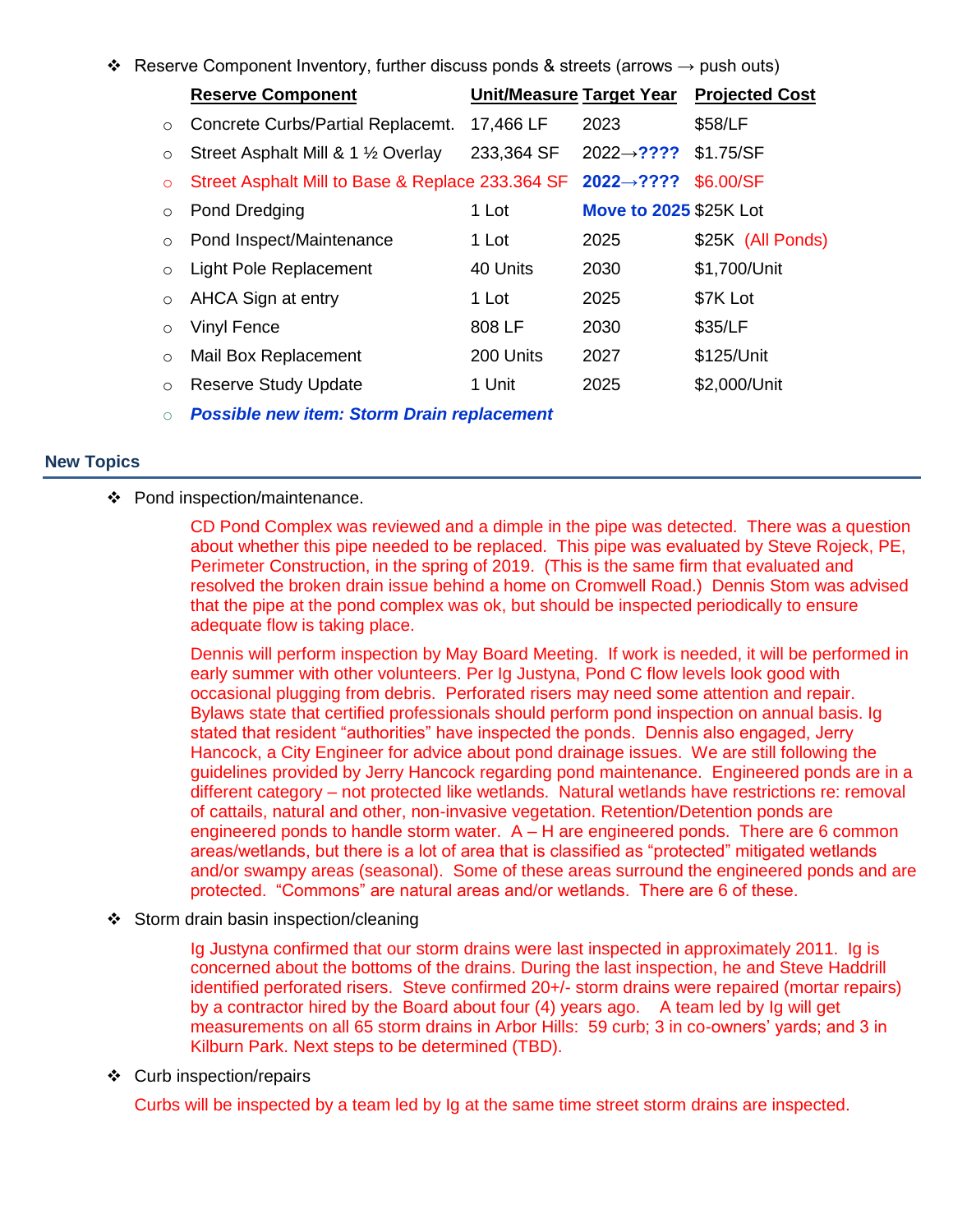- Reserve Component Inventory, further discuss ponds & streets (arrows → push outs)

| Reserve Component | Unit/Measure | Target Year | Projected Cost |
|---|---|---|---|
| Concrete Curbs/Partial Replacemt. | 17,466 LF | 2023 | $58/LF |
| Street Asphalt Mill & 1 ½ Overlay | 233,364 SF | 2022→**????** | $1.75/SF |
| Street Asphalt Mill to Base & Replace | 233.364 SF | **2022→????** | $6.00/SF |
| Pond Dredging | 1 Lot | **Move to 2025** | $25K Lot |
| Pond Inspect/Maintenance | 1 Lot | 2025 | $25K (All Ponds) |
| Light Pole Replacement | 40 Units | 2030 | $1,700/Unit |
| AHCA Sign at entry | 1 Lot | 2025 | $7K Lot |
| Vinyl Fence | 808 LF | 2030 | $35/LF |
| Mail Box Replacement | 200 Units | 2027 | $125/Unit |
| Reserve Study Update | 1 Unit | 2025 | $2,000/Unit |
| ***Possible new item: Storm Drain replacement*** | | | |

## New Topics

- Pond inspection/maintenance.

  CD Pond Complex was reviewed and a dimple in the pipe was detected. There was a question about whether this pipe needed to be replaced. This pipe was evaluated by Steve Rojeck, PE, Perimeter Construction, in the spring of 2019. (This is the same firm that evaluated and resolved the broken drain issue behind a home on Cromwell Road.) Dennis Stom was advised that the pipe at the pond complex was ok, but should be inspected periodically to ensure adequate flow is taking place.

  Dennis will perform inspection by May Board Meeting. If work is needed, it will be performed in early summer with other volunteers. Per Ig Justyna, Pond C flow levels look good with occasional plugging from debris. Perforated risers may need some attention and repair. Bylaws state that certified professionals should perform pond inspection on annual basis. Ig stated that resident "authorities" have inspected the ponds. Dennis also engaged, Jerry Hancock, a City Engineer for advice about pond drainage issues. We are still following the guidelines provided by Jerry Hancock regarding pond maintenance. Engineered ponds are in a different category – not protected like wetlands. Natural wetlands have restrictions re: removal of cattails, natural and other, non-invasive vegetation. Retention/Detention ponds are engineered ponds to handle storm water. A – H are engineered ponds. There are 6 common areas/wetlands, but there is a lot of area that is classified as "protected" mitigated wetlands and/or swampy areas (seasonal). Some of these areas surround the engineered ponds and are protected. "Commons" are natural areas and/or wetlands. There are 6 of these.

- Storm drain basin inspection/cleaning

  Ig Justyna confirmed that our storm drains were last inspected in approximately 2011. Ig is concerned about the bottoms of the drains. During the last inspection, he and Steve Haddrill identified perforated risers. Steve confirmed 20+/- storm drains were repaired (mortar repairs) by a contractor hired by the Board about four (4) years ago. A team led by Ig will get measurements on all 65 storm drains in Arbor Hills: 59 curb; 3 in co-owners' yards; and 3 in Kilburn Park. Next steps to be determined (TBD).

- Curb inspection/repairs

  Curbs will be inspected by a team led by Ig at the same time street storm drains are inspected.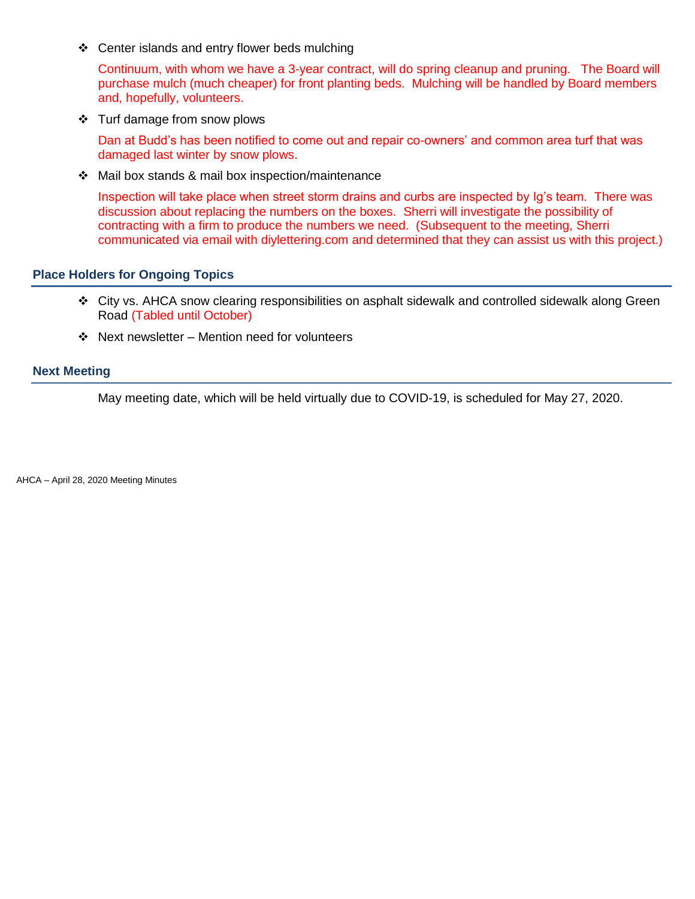- Center islands and entry flower beds mulching

  Continuum, with whom we have a 3-year contract, will do spring cleanup and pruning. The Board will purchase mulch (much cheaper) for front planting beds. Mulching will be handled by Board members and, hopefully, volunteers.

- Turf damage from snow plows

  Dan at Budd's has been notified to come out and repair co-owners' and common area turf that was damaged last winter by snow plows.

- Mail box stands & mail box inspection/maintenance

  Inspection will take place when street storm drains and curbs are inspected by Ig's team. There was discussion about replacing the numbers on the boxes. Sherri will investigate the possibility of contracting with a firm to produce the numbers we need. (Subsequent to the meeting, Sherri communicated via email with diylettering.com and determined that they can assist us with this project.)

## Place Holders for Ongoing Topics

- City vs. AHCA snow clearing responsibilities on asphalt sidewalk and controlled sidewalk along Green Road (Tabled until October)
- Next newsletter – Mention need for volunteers

## Next Meeting

May meeting date, which will be held virtually due to COVID-19, is scheduled for May 27, 2020.